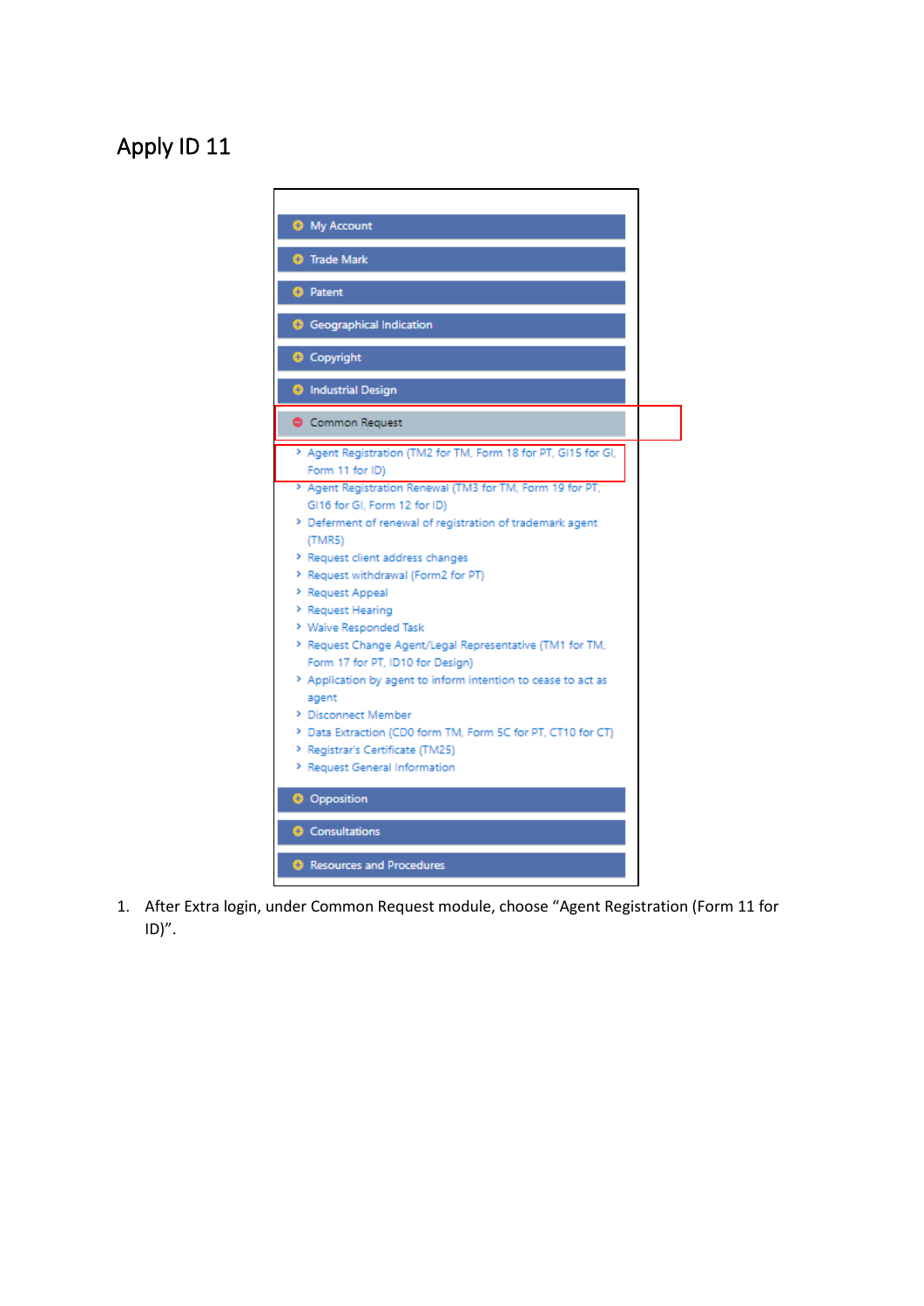# Apply ID 11

- My Account
- Trade Mark
- Patent
- Geographical Indication
- Copyright
- Industrial Design
- Common Request
  - Agent Registration (TM2 for TM, Form 18 for PT, GI15 for GI, Form 11 for ID)
  - Agent Registration Renewal (TM3 for TM, Form 19 for PT, GI16 for GI, Form 12 for ID)
  - Deferment of renewal of registration of trademark agent (TMR5)
  - Request client address changes
  - Request withdrawal (Form2 for PT)
  - Request Appeal
  - Request Hearing
  - Waive Responded Task
  - Request Change Agent/Legal Representative (TM1 for TM, Form 17 for PT, ID10 for Design)
  - Application by agent to inform intention to cease to act as agent
  - Disconnect Member
  - Data Extraction (CD0 form TM, Form 5C for PT, CT10 for CT)
  - Registrar's Certificate (TM25)
  - Request General Information
- Opposition
- Consultations
- Resources and Procedures

1. After Extra login, under Common Request module, choose "Agent Registration (Form 11 for ID)".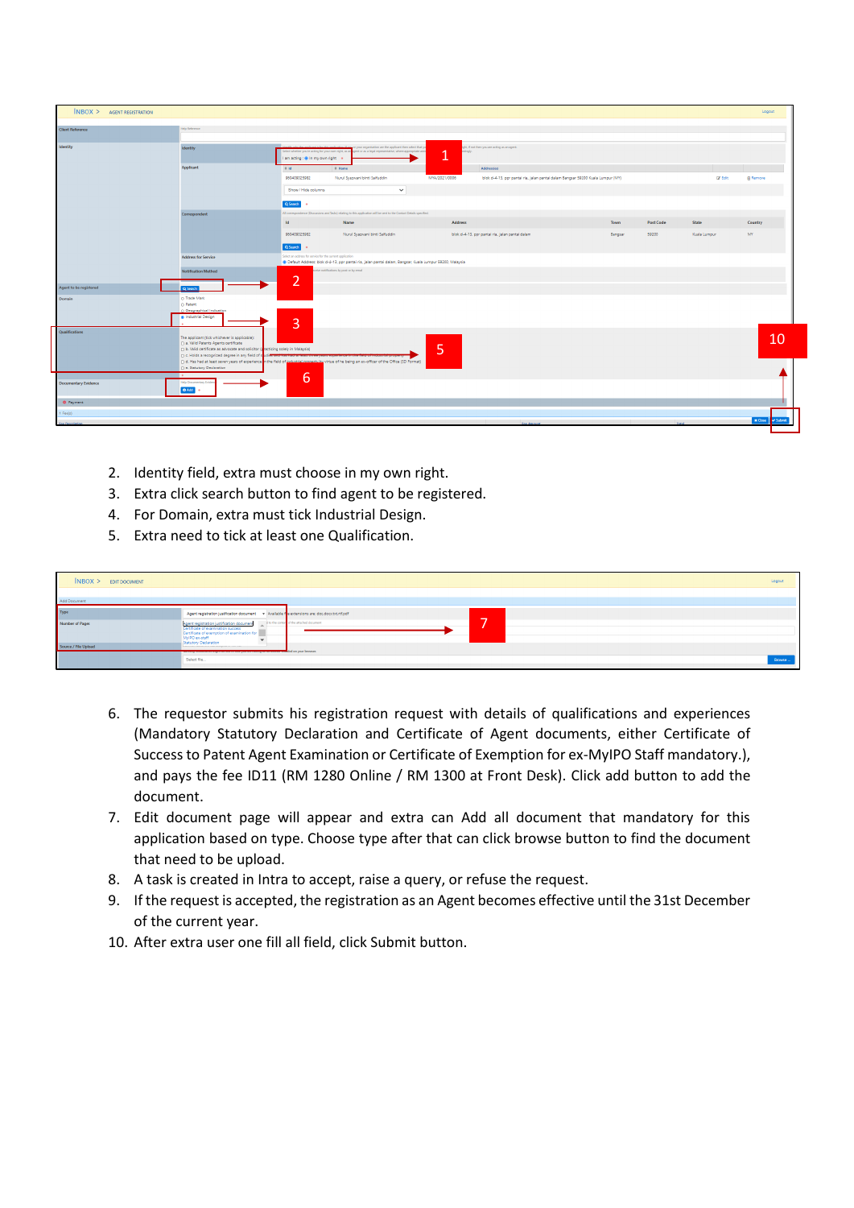2. Identity field, extra must choose in my own right.
3. Extra click search button to find agent to be registered.
4. For Domain, extra must tick Industrial Design.
5. Extra need to tick at least one Qualification.

6. The requestor submits his registration request with details of qualifications and experiences (Mandatory Statutory Declaration and Certificate of Agent documents, either Certificate of Success to Patent Agent Examination or Certificate of Exemption for ex-MyIPO Staff mandatory.), and pays the fee ID11 (RM 1280 Online / RM 1300 at Front Desk). Click add button to add the document.
7. Edit document page will appear and extra can Add all document that mandatory for this application based on type. Choose type after that can click browse button to find the document that need to be upload.
8. A task is created in Intra to accept, raise a query, or refuse the request.
9. If the request is accepted, the registration as an Agent becomes effective until the 31st December of the current year.
10. After extra user one fill all field, click Submit button.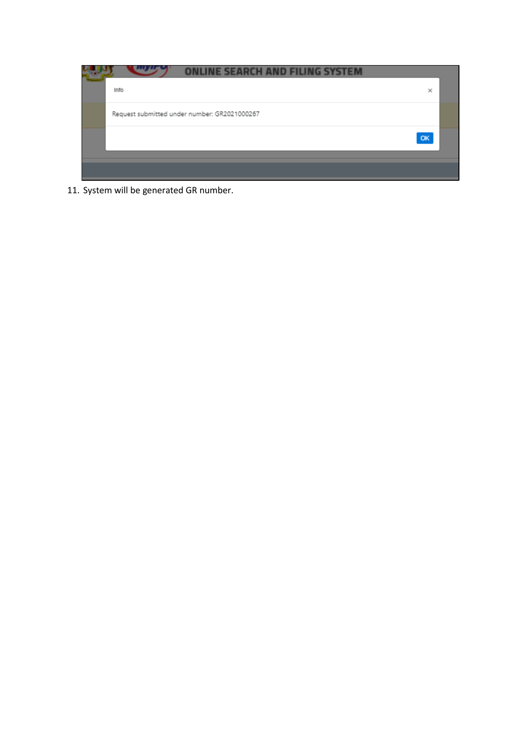11. System will be generated GR number.